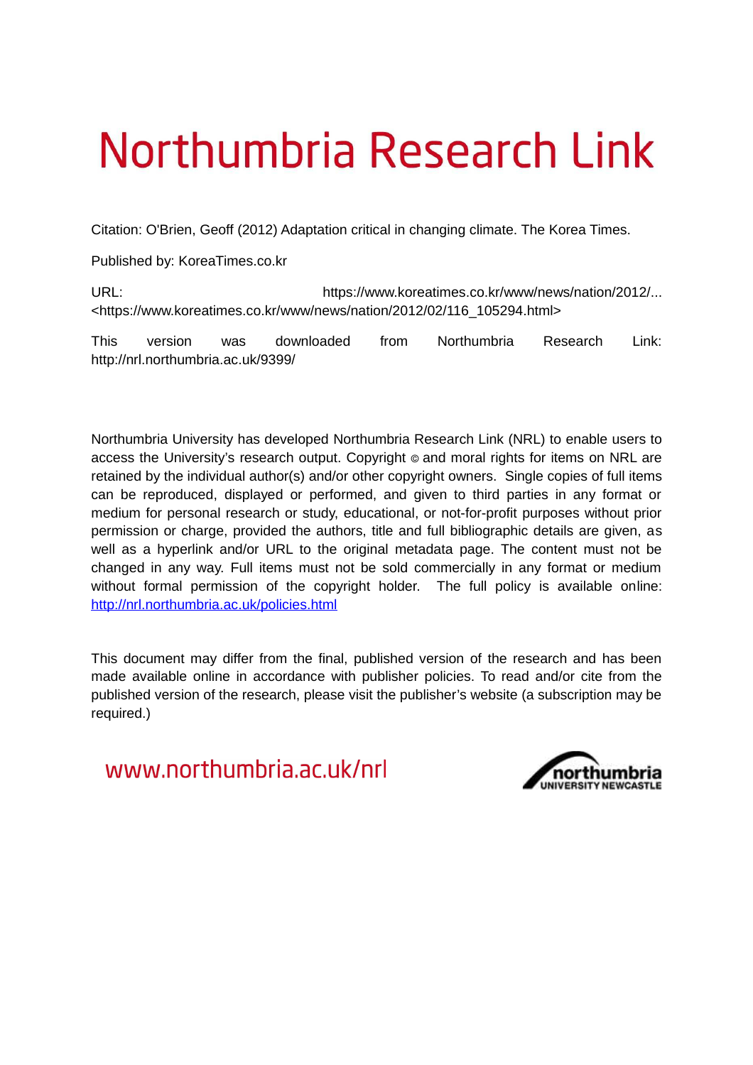# Northumbria Research Link

Citation: O'Brien, Geoff (2012) Adaptation critical in changing climate. The Korea Times.

Published by: KoreaTimes.co.kr

URL: https://www.koreatimes.co.kr/www/news/nation/2012/... <https://www.koreatimes.co.kr/www/news/nation/2012/02/116_105294.html>

This version was downloaded from Northumbria Research Link: http://nrl.northumbria.ac.uk/9399/

Northumbria University has developed Northumbria Research Link (NRL) to enable users to access the University's research output. Copyright © and moral rights for items on NRL are retained by the individual author(s) and/or other copyright owners. Single copies of full items can be reproduced, displayed or performed, and given to third parties in any format or medium for personal research or study, educational, or not-for-profit purposes without prior permission or charge, provided the authors, title and full bibliographic details are given, as well as a hyperlink and/or URL to the original metadata page. The content must not be changed in any way. Full items must not be sold commercially in any format or medium without formal permission of the copyright holder. The full policy is available online: http://nrl.northumbria.ac.uk/policies.html

This document may differ from the final, published version of the research and has been made available online in accordance with publisher policies. To read and/or cite from the published version of the research, please visit the publisher's website (a subscription may be required.)

www.northumbria.ac.uk/nrl

northumbria UNIVERSITY NEWCASTLE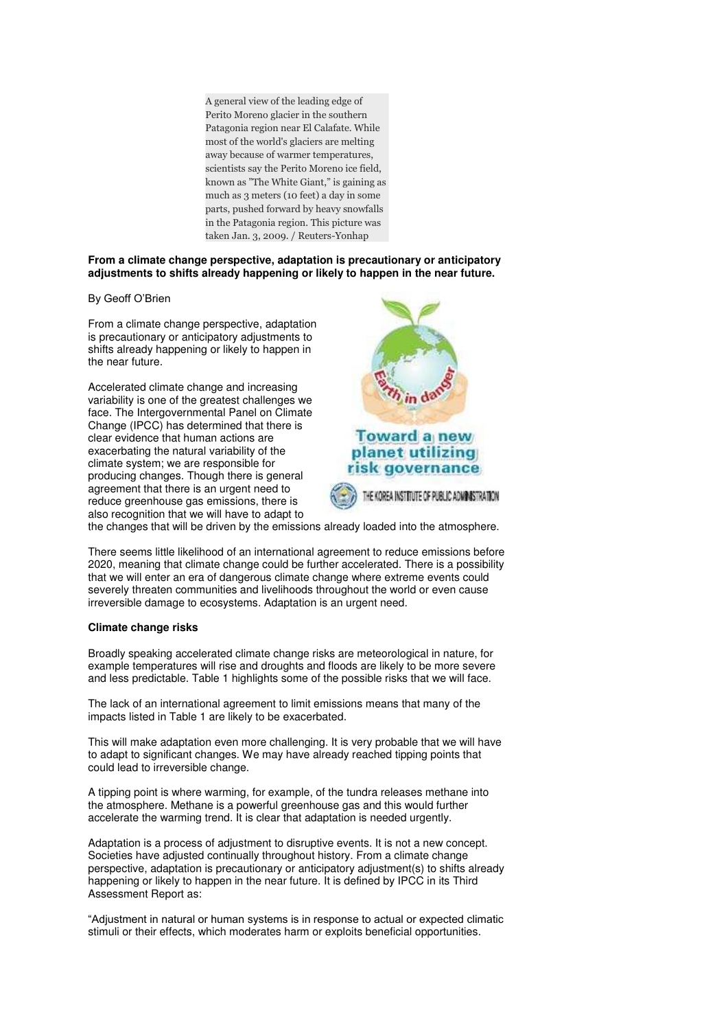A general view of the leading edge of Perito Moreno glacier in the southern Patagonia region near El Calafate. While most of the world's glaciers are melting away because of warmer temperatures, scientists say the Perito Moreno ice field, known as "The White Giant," is gaining as much as 3 meters (10 feet) a day in some parts, pushed forward by heavy snowfalls in the Patagonia region. This picture was taken Jan. 3, 2009. / Reuters-Yonhap

**From a climate change perspective, adaptation is precautionary or anticipatory adjustments to shifts already happening or likely to happen in the near future.**

By Geoff O'Brien

From a climate change perspective, adaptation is precautionary or anticipatory adjustments to shifts already happening or likely to happen in the near future.

Earth in danger

Toward a new planet utilizing risk governance

THE KOREA INSTITUTE OF PUBLIC ADMINISTRATION

Accelerated climate change and increasing variability is one of the greatest challenges we face. The Intergovernmental Panel on Climate Change (IPCC) has determined that there is clear evidence that human actions are exacerbating the natural variability of the climate system; we are responsible for producing changes. Though there is general agreement that there is an urgent need to reduce greenhouse gas emissions, there is also recognition that we will have to adapt to the changes that will be driven by the emissions already loaded into the atmosphere.

There seems little likelihood of an international agreement to reduce emissions before 2020, meaning that climate change could be further accelerated. There is a possibility that we will enter an era of dangerous climate change where extreme events could severely threaten communities and livelihoods throughout the world or even cause irreversible damage to ecosystems. Adaptation is an urgent need.

**Climate change risks**

Broadly speaking accelerated climate change risks are meteorological in nature, for example temperatures will rise and droughts and floods are likely to be more severe and less predictable. Table 1 highlights some of the possible risks that we will face.

The lack of an international agreement to limit emissions means that many of the impacts listed in Table 1 are likely to be exacerbated.

This will make adaptation even more challenging. It is very probable that we will have to adapt to significant changes. We may have already reached tipping points that could lead to irreversible change.

A tipping point is where warming, for example, of the tundra releases methane into the atmosphere. Methane is a powerful greenhouse gas and this would further accelerate the warming trend. It is clear that adaptation is needed urgently.

Adaptation is a process of adjustment to disruptive events. It is not a new concept. Societies have adjusted continually throughout history. From a climate change perspective, adaptation is precautionary or anticipatory adjustment(s) to shifts already happening or likely to happen in the near future. It is defined by IPCC in its Third Assessment Report as:

"Adjustment in natural or human systems is in response to actual or expected climatic stimuli or their effects, which moderates harm or exploits beneficial opportunities.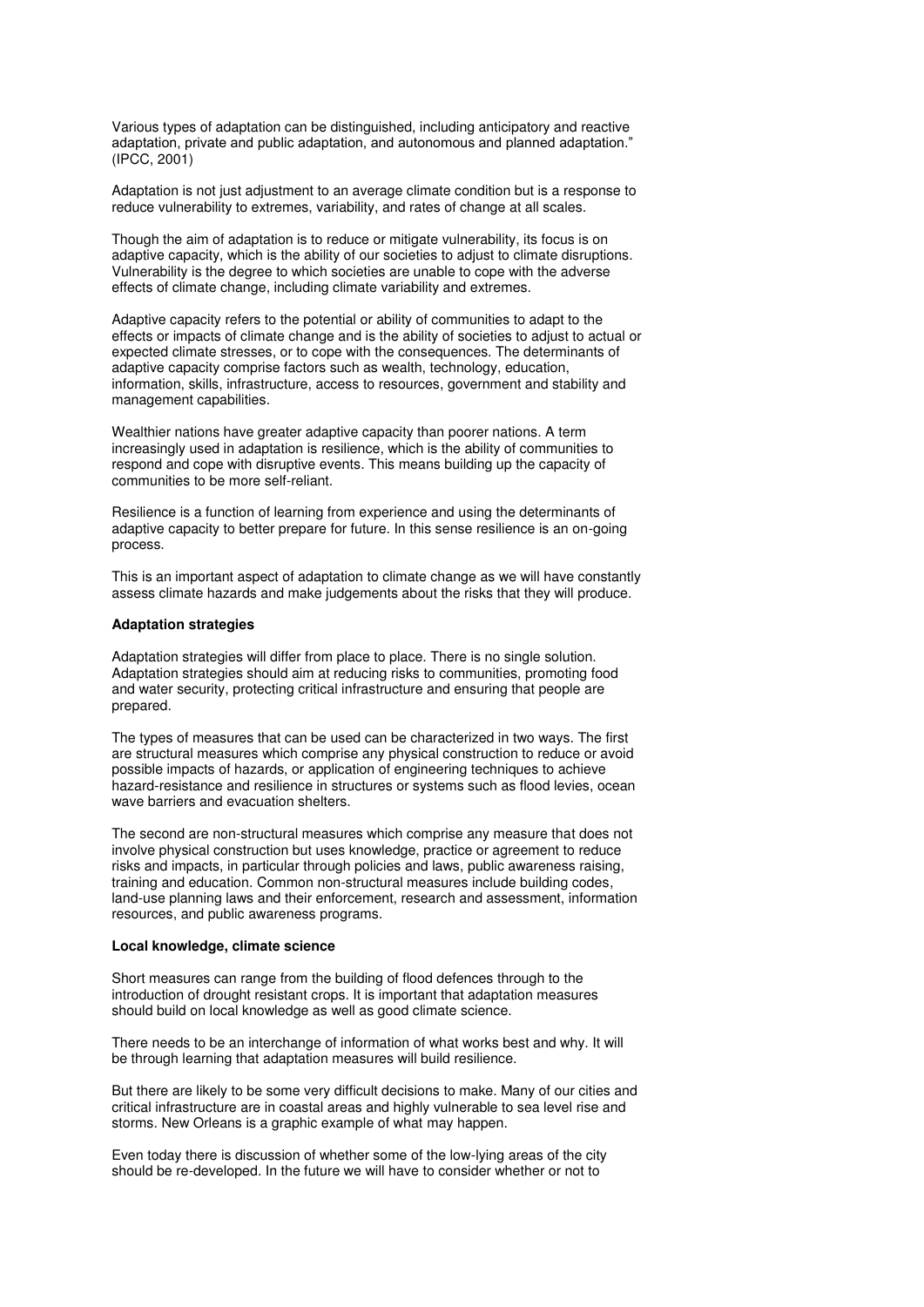Various types of adaptation can be distinguished, including anticipatory and reactive adaptation, private and public adaptation, and autonomous and planned adaptation." (IPCC, 2001)

Adaptation is not just adjustment to an average climate condition but is a response to reduce vulnerability to extremes, variability, and rates of change at all scales.

Though the aim of adaptation is to reduce or mitigate vulnerability, its focus is on adaptive capacity, which is the ability of our societies to adjust to climate disruptions. Vulnerability is the degree to which societies are unable to cope with the adverse effects of climate change, including climate variability and extremes.

Adaptive capacity refers to the potential or ability of communities to adapt to the effects or impacts of climate change and is the ability of societies to adjust to actual or expected climate stresses, or to cope with the consequences. The determinants of adaptive capacity comprise factors such as wealth, technology, education, information, skills, infrastructure, access to resources, government and stability and management capabilities.

Wealthier nations have greater adaptive capacity than poorer nations. A term increasingly used in adaptation is resilience, which is the ability of communities to respond and cope with disruptive events. This means building up the capacity of communities to be more self-reliant.

Resilience is a function of learning from experience and using the determinants of adaptive capacity to better prepare for future. In this sense resilience is an on-going process.

This is an important aspect of adaptation to climate change as we will have constantly assess climate hazards and make judgements about the risks that they will produce.

**Adaptation strategies**

Adaptation strategies will differ from place to place. There is no single solution. Adaptation strategies should aim at reducing risks to communities, promoting food and water security, protecting critical infrastructure and ensuring that people are prepared.

The types of measures that can be used can be characterized in two ways. The first are structural measures which comprise any physical construction to reduce or avoid possible impacts of hazards, or application of engineering techniques to achieve hazard-resistance and resilience in structures or systems such as flood levies, ocean wave barriers and evacuation shelters.

The second are non-structural measures which comprise any measure that does not involve physical construction but uses knowledge, practice or agreement to reduce risks and impacts, in particular through policies and laws, public awareness raising, training and education. Common non-structural measures include building codes, land-use planning laws and their enforcement, research and assessment, information resources, and public awareness programs.

**Local knowledge, climate science**

Short measures can range from the building of flood defences through to the introduction of drought resistant crops. It is important that adaptation measures should build on local knowledge as well as good climate science.

There needs to be an interchange of information of what works best and why. It will be through learning that adaptation measures will build resilience.

But there are likely to be some very difficult decisions to make. Many of our cities and critical infrastructure are in coastal areas and highly vulnerable to sea level rise and storms. New Orleans is a graphic example of what may happen.

Even today there is discussion of whether some of the low-lying areas of the city should be re-developed. In the future we will have to consider whether or not to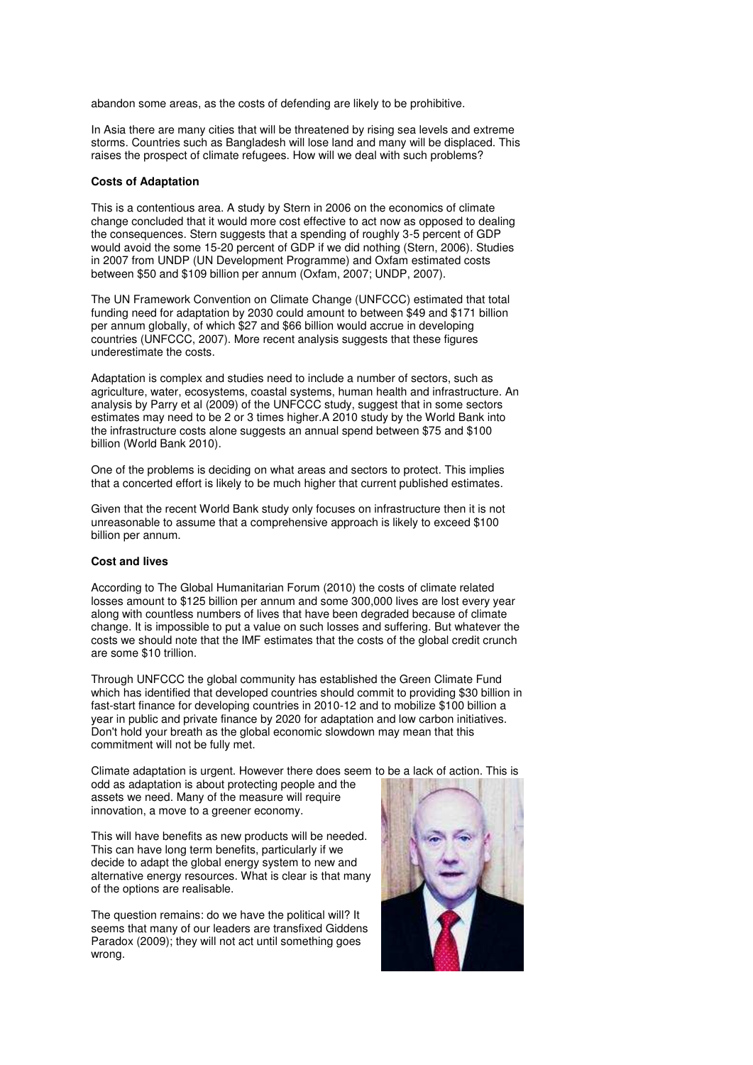abandon some areas, as the costs of defending are likely to be prohibitive.

In Asia there are many cities that will be threatened by rising sea levels and extreme storms. Countries such as Bangladesh will lose land and many will be displaced. This raises the prospect of climate refugees. How will we deal with such problems?

**Costs of Adaptation**

This is a contentious area. A study by Stern in 2006 on the economics of climate change concluded that it would more cost effective to act now as opposed to dealing the consequences. Stern suggests that a spending of roughly 3-5 percent of GDP would avoid the some 15-20 percent of GDP if we did nothing (Stern, 2006). Studies in 2007 from UNDP (UN Development Programme) and Oxfam estimated costs between $50 and $109 billion per annum (Oxfam, 2007; UNDP, 2007).

The UN Framework Convention on Climate Change (UNFCCC) estimated that total funding need for adaptation by 2030 could amount to between $49 and $171 billion per annum globally, of which $27 and $66 billion would accrue in developing countries (UNFCCC, 2007). More recent analysis suggests that these figures underestimate the costs.

Adaptation is complex and studies need to include a number of sectors, such as agriculture, water, ecosystems, coastal systems, human health and infrastructure. An analysis by Parry et al (2009) of the UNFCCC study, suggest that in some sectors estimates may need to be 2 or 3 times higher.A 2010 study by the World Bank into the infrastructure costs alone suggests an annual spend between $75 and $100 billion (World Bank 2010).

One of the problems is deciding on what areas and sectors to protect. This implies that a concerted effort is likely to be much higher that current published estimates.

Given that the recent World Bank study only focuses on infrastructure then it is not unreasonable to assume that a comprehensive approach is likely to exceed $100 billion per annum.

**Cost and lives**

According to The Global Humanitarian Forum (2010) the costs of climate related losses amount to $125 billion per annum and some 300,000 lives are lost every year along with countless numbers of lives that have been degraded because of climate change. It is impossible to put a value on such losses and suffering. But whatever the costs we should note that the IMF estimates that the costs of the global credit crunch are some $10 trillion.

Through UNFCCC the global community has established the Green Climate Fund which has identified that developed countries should commit to providing $30 billion in fast-start finance for developing countries in 2010-12 and to mobilize $100 billion a year in public and private finance by 2020 for adaptation and low carbon initiatives. Don't hold your breath as the global economic slowdown may mean that this commitment will not be fully met.

Climate adaptation is urgent. However there does seem to be a lack of action. This is odd as adaptation is about protecting people and the assets we need. Many of the measure will require innovation, a move to a greener economy.

This will have benefits as new products will be needed. This can have long term benefits, particularly if we decide to adapt the global energy system to new and alternative energy resources. What is clear is that many of the options are realisable.

The question remains: do we have the political will? It seems that many of our leaders are transfixed Giddens Paradox (2009); they will not act until something goes wrong.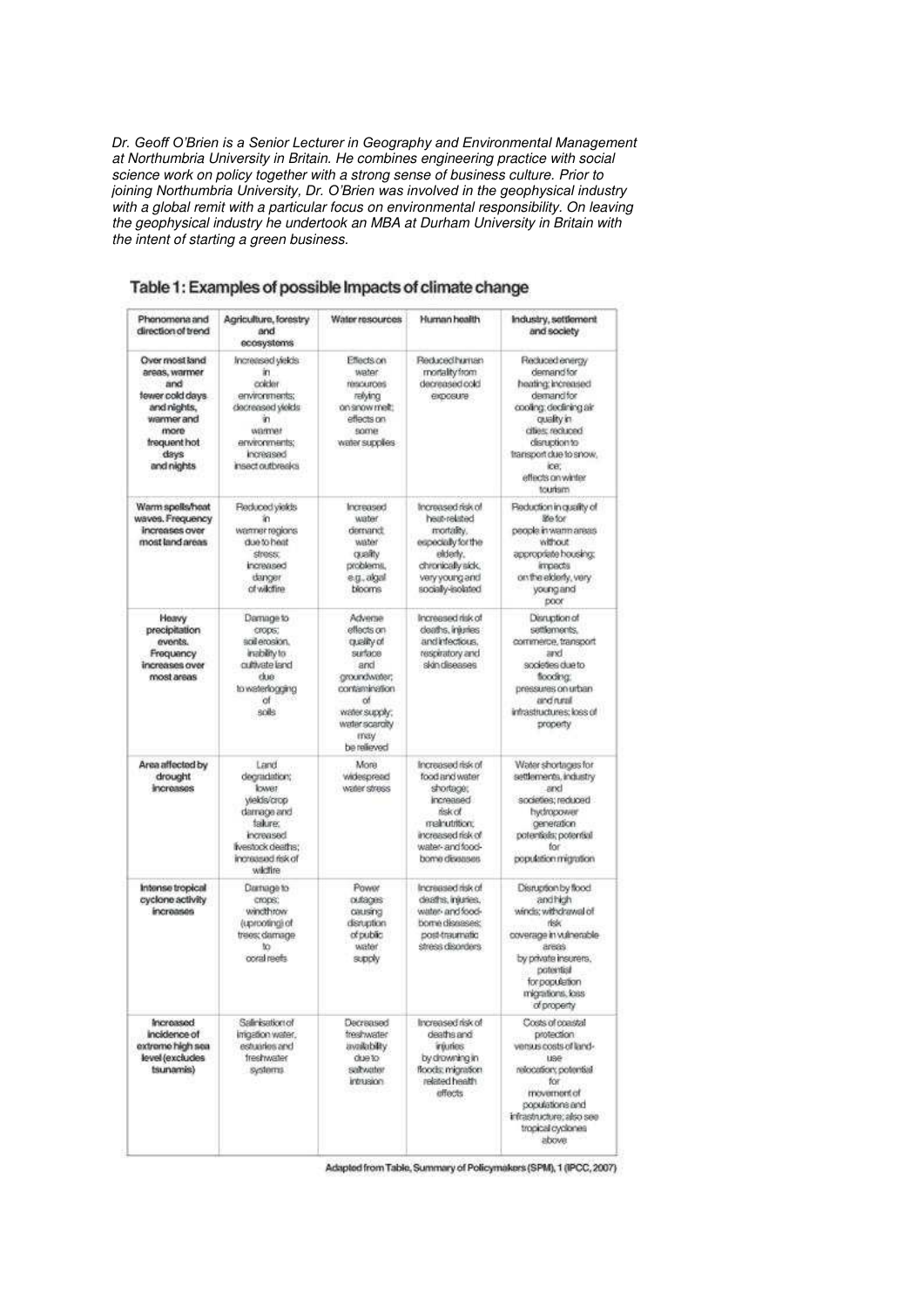*Dr. Geoff O'Brien is a Senior Lecturer in Geography and Environmental Management at Northumbria University in Britain. He combines engineering practice with social science work on policy together with a strong sense of business culture. Prior to joining Northumbria University, Dr. O'Brien was involved in the geophysical industry with a global remit with a particular focus on environmental responsibility. On leaving the geophysical industry he undertook an MBA at Durham University in Britain with the intent of starting a green business.*

## Table 1: Examples of possible Impacts of climate change

| Phenomena and direction of trend | Agriculture, forestry and ecosystems | Water resources | Human health | Industry, settlement and society |
|---|---|---|---|---|
| **Over most land areas, warmer and fewer cold days and nights, warmer and more frequent hot days and nights** | Increased yields in colder environments; decreased yields in warmer environments; increased insect outbreaks | Effects on water resources relying on snow melt; effects on some water supplies | Reduced human mortality from decreased cold exposure | Reduced energy demand for heating; increased demand for cooling; declining air quality in cities; reduced disruption to transport due to snow, ice; effects on winter tourism |
| **Warm spells/heat waves. Frequency increases over most land areas** | Reduced yields in warmer regions due to heat stress; increased danger of wildfire | Increased water demand; water quality problems, e.g., algal blooms | Increased risk of heat-related mortality, especially for the elderly, chronically sick, very young and socially-isolated | Reduction in quality of life for people in warm areas without appropriate housing; impacts on the elderly, very young and poor |
| **Heavy precipitation events. Frequency increases over most areas** | Damage to crops; soil erosion, inability to cultivate land due to waterlogging of soils | Adverse effects on quality of surface and groundwater; contamination of water supply; water scarcity may be relieved | Increased risk of deaths, injuries and infectious, respiratory and skin diseases | Disruption of settlements, commerce, transport and societies due to flooding; pressures on urban and rural infrastructures; loss of property |
| **Area affected by drought increases** | Land degradation; lower yields/crop damage and failure; increased livestock deaths; increased risk of wildfire | More widespread water stress | Increased risk of food and water shortage; increased risk of malnutrition; increased risk of water- and food-borne diseases | Water shortages for settlements, industry and societies; reduced hydropower generation potentials; potential for population migration |
| **Intense tropical cyclone activity increases** | Damage to crops; windthrow (uprooting) of trees; damage to coral reefs | Power outages causing disruption of public water supply | Increased risk of deaths, injuries, water- and food-borne diseases; post-traumatic stress disorders | Disruption by flood and high winds; withdrawal of risk coverage in vulnerable areas by private insurers, potential for population migrations, loss of property |
| **Increased incidence of extreme high sea level (excludes tsunamis)** | Salinisation of irrigation water, estuaries and freshwater systems | Decreased freshwater availability due to saltwater intrusion | Increased risk of deaths and injuries by drowning in floods; migration related health effects | Costs of coastal protection versus costs of land-use relocation; potential for movement of populations and infrastructure; also see tropical cyclones above |

Adapted from Table, Summary of Policymakers (SPM), 1 (IPCC, 2007)